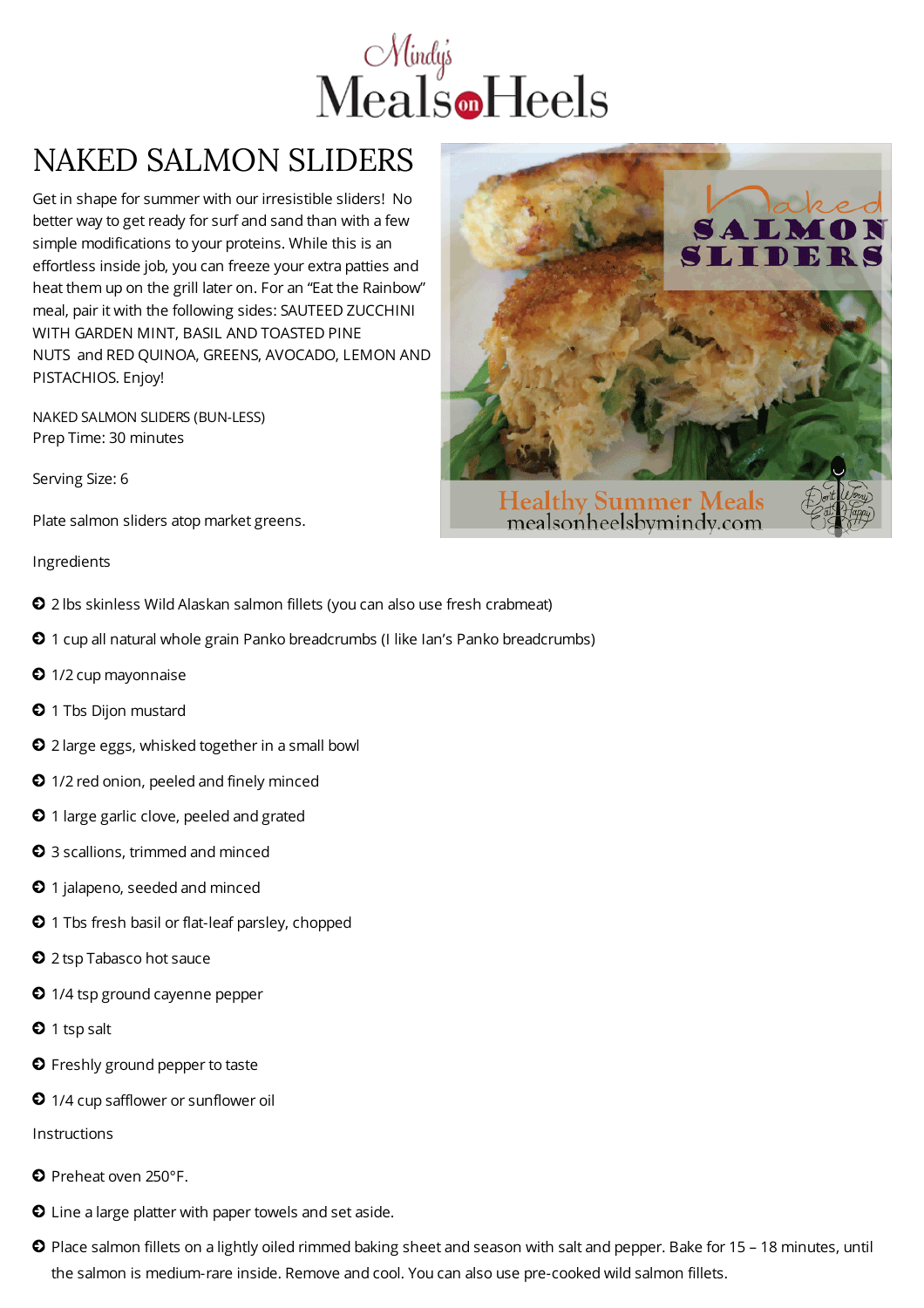# Mindy's Meals on Heels

## NAKED SALMON SLIDERS

Get in shape for summer with our irresistible sliders! No better way to get ready for surf and sand than with a few simple modifications to your proteins. While this is an effortless inside job, you can freeze your extra patties and heat them up on the grill later on. For an "Eat the Rainbow" meal, pair it with the following sides: SAUTEED ZUCCHINI WITH GARDEN MINT, BASIL AND TOASTED PINE NUTS and RED QUINOA, GREENS, AVOCADO, LEMON AND PISTACHIOS. Enjoy!

NAKED SALMON SLIDERS (BUN-LESS)
Prep Time: 30 minutes

Serving Size: 6

Plate salmon sliders atop market greens.

Ingredients

- 2 lbs skinless Wild Alaskan salmon fillets (you can also use fresh crabmeat)
- 1 cup all natural whole grain Panko breadcrumbs (I like Ian's Panko breadcrumbs)
- 1/2 cup mayonnaise
- 1 Tbs Dijon mustard
- 2 large eggs, whisked together in a small bowl
- 1/2 red onion, peeled and finely minced
- 1 large garlic clove, peeled and grated
- 3 scallions, trimmed and minced
- 1 jalapeno, seeded and minced
- 1 Tbs fresh basil or flat-leaf parsley, chopped
- 2 tsp Tabasco hot sauce
- 1/4 tsp ground cayenne pepper
- 1 tsp salt
- Freshly ground pepper to taste
- 1/4 cup safflower or sunflower oil

Instructions

- Preheat oven 250°F.
- Line a large platter with paper towels and set aside.
- Place salmon fillets on a lightly oiled rimmed baking sheet and season with salt and pepper. Bake for 15 – 18 minutes, until the salmon is medium-rare inside. Remove and cool. You can also use pre-cooked wild salmon fillets.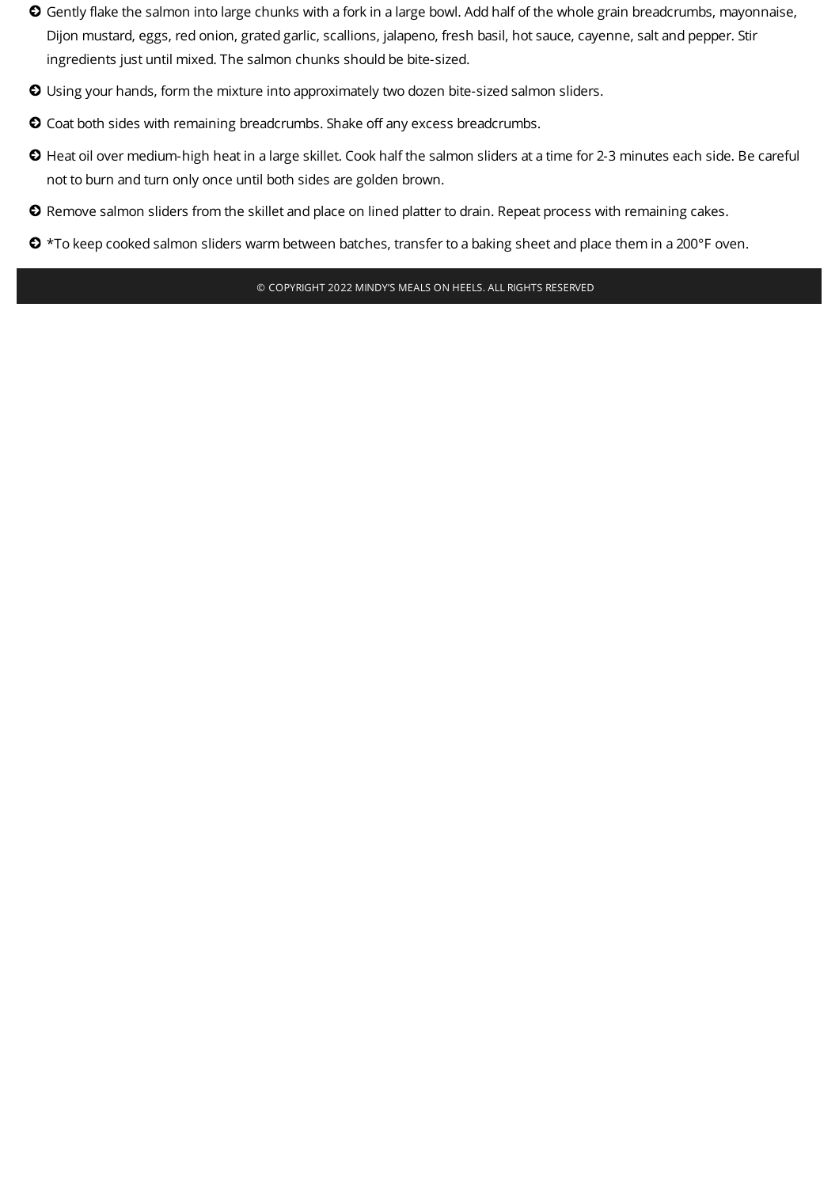- Gently flake the salmon into large chunks with a fork in a large bowl. Add half of the whole grain breadcrumbs, mayonnaise, Dijon mustard, eggs, red onion, grated garlic, scallions, jalapeno, fresh basil, hot sauce, cayenne, salt and pepper. Stir ingredients just until mixed. The salmon chunks should be bite-sized.
- Using your hands, form the mixture into approximately two dozen bite-sized salmon sliders.
- Coat both sides with remaining breadcrumbs. Shake off any excess breadcrumbs.
- Heat oil over medium-high heat in a large skillet. Cook half the salmon sliders at a time for 2-3 minutes each side. Be careful not to burn and turn only once until both sides are golden brown.
- Remove salmon sliders from the skillet and place on lined platter to drain. Repeat process with remaining cakes.
- *To keep cooked salmon sliders warm between batches, transfer to a baking sheet and place them in a 200°F oven.

© COPYRIGHT 2022 MINDY'S MEALS ON HEELS. ALL RIGHTS RESERVED